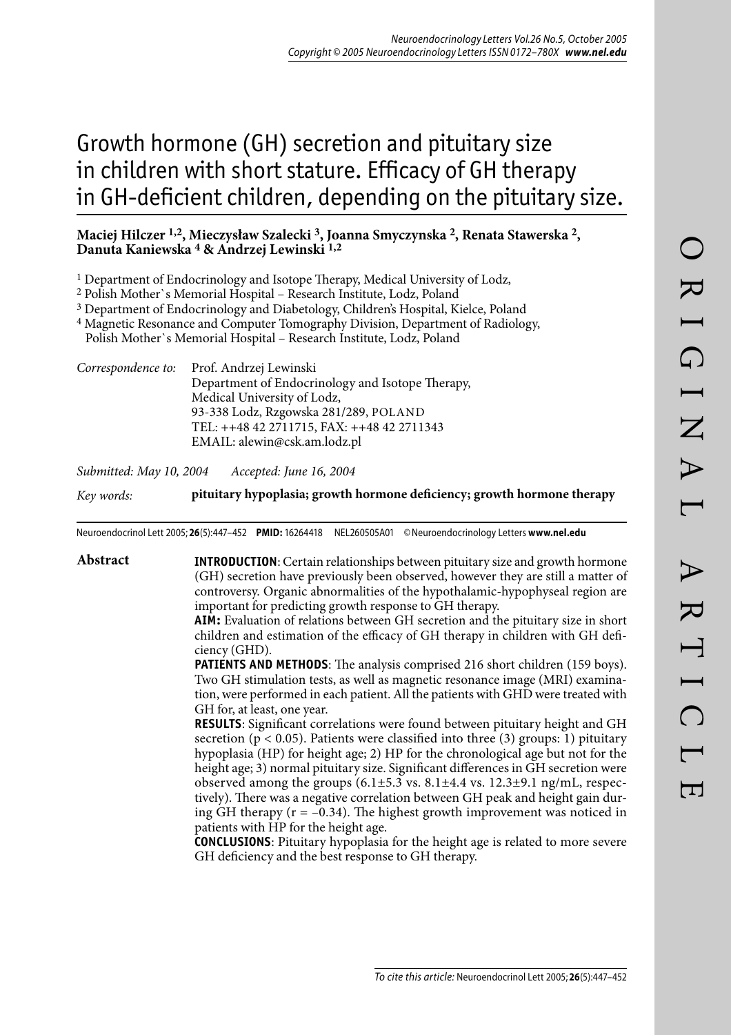# Growth hormone (GH) secretion and pituitary size in children with short stature. Efficacy of GH therapy in GH-deficient children, depending on the pituitary size.

**Maciej Hilczer [1,2], Mieczysław Szalecki [3], Joanna Smyczynska [2], Renata Stawerska [2], Danuta Kaniewska [4] & Andrzej Lewinski [1,2]**

[1] Department of Endocrinology and Isotope Therapy, Medical University of Lodz,
[2] Polish Mother`s Memorial Hospital – Research Institute, Lodz, Poland
[3] Department of Endocrinology and Diabetology, Children's Hospital, Kielce, Poland
[4] Magnetic Resonance and Computer Tomography Division, Department of Radiology, Polish Mother`s Memorial Hospital – Research Institute, Lodz, Poland

*Correspondence to:* Prof. Andrzej Lewinski
Department of Endocrinology and Isotope Therapy,
Medical University of Lodz,
93-338 Lodz, Rzgowska 281/289, POLAND
TEL: ++48 42 2711715, FAX: ++48 42 2711343
EMAIL: alewin@csk.am.lodz.pl

*Submitted: May 10, 2004 Accepted: June 16, 2004*

*Key words:* **pituitary hypoplasia; growth hormone deficiency; growth hormone therapy**

Neuroendocrinol Lett 2005; **26**(5):447–452 **PMID:** 16264418 NEL260505A01 © Neuroendocrinology Letters **www.nel.edu**

## Abstract

**INTRODUCTION**: Certain relationships between pituitary size and growth hormone (GH) secretion have previously been observed, however they are still a matter of controversy. Organic abnormalities of the hypothalamic-hypophyseal region are important for predicting growth response to GH therapy.

**AIM:** Evaluation of relations between GH secretion and the pituitary size in short children and estimation of the efficacy of GH therapy in children with GH deficiency (GHD).

**PATIENTS AND METHODS**: The analysis comprised 216 short children (159 boys). Two GH stimulation tests, as well as magnetic resonance image (MRI) examination, were performed in each patient. All the patients with GHD were treated with GH for, at least, one year.

**RESULTS**: Significant correlations were found between pituitary height and GH secretion ($p < 0.05$). Patients were classified into three (3) groups: 1) pituitary hypoplasia (HP) for height age; 2) HP for the chronological age but not for the height age; 3) normal pituitary size. Significant differences in GH secretion were observed among the groups (6.1±5.3 vs. 8.1±4.4 vs. 12.3±9.1 ng/mL, respectively). There was a negative correlation between GH peak and height gain during GH therapy ($r = -0.34$). The highest growth improvement was noticed in patients with HP for the height age.

**CONCLUSIONS**: Pituitary hypoplasia for the height age is related to more severe GH deficiency and the best response to GH therapy.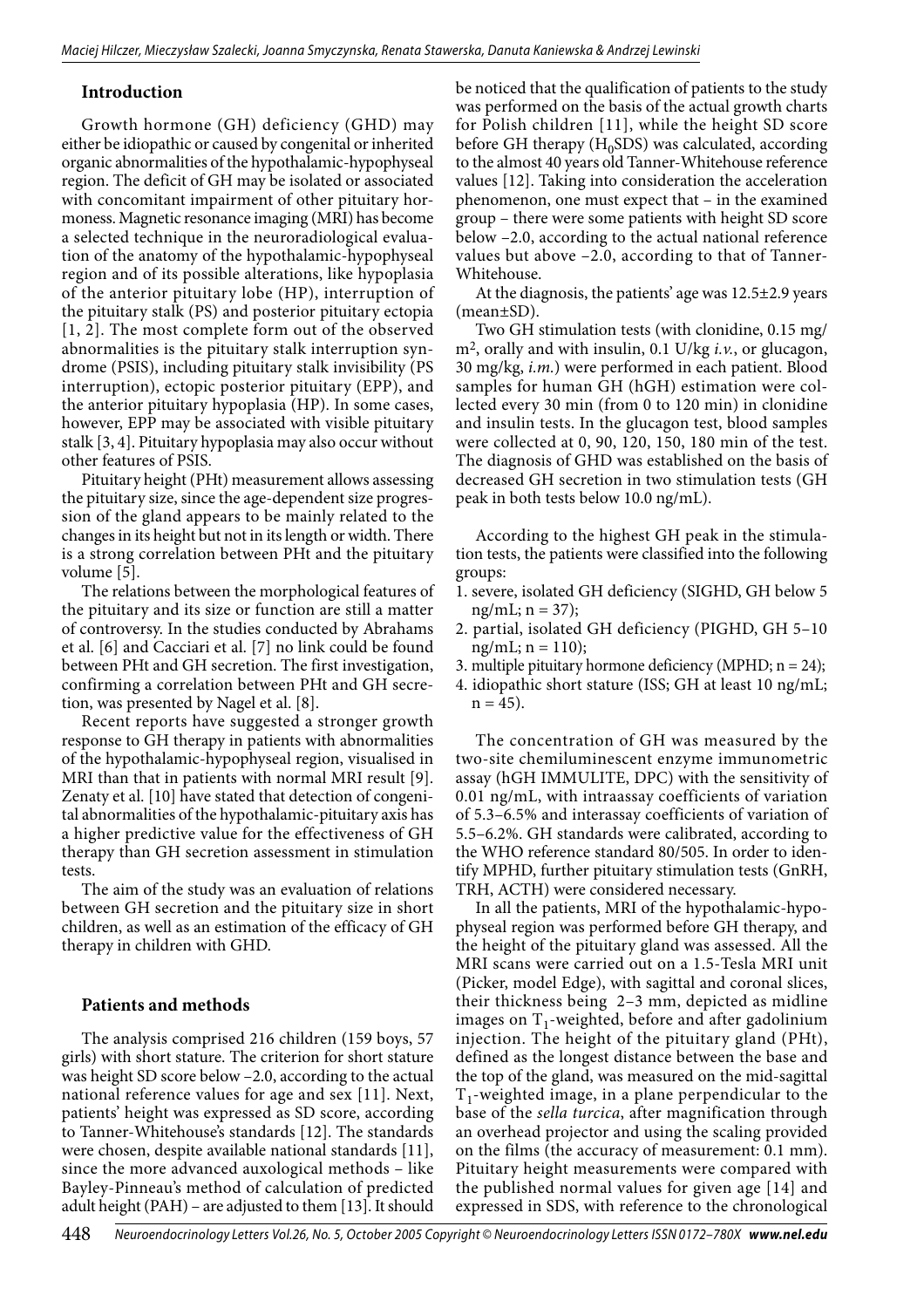## Introduction

Growth hormone (GH) deficiency (GHD) may either be idiopathic or caused by congenital or inherited organic abnormalities of the hypothalamic-hypophyseal region. The deficit of GH may be isolated or associated with concomitant impairment of other pituitary hormoness. Magnetic resonance imaging (MRI) has become a selected technique in the neuroradiological evaluation of the anatomy of the hypothalamic-hypophyseal region and of its possible alterations, like hypoplasia of the anterior pituitary lobe (HP), interruption of the pituitary stalk (PS) and posterior pituitary ectopia [1, 2]. The most complete form out of the observed abnormalities is the pituitary stalk interruption syndrome (PSIS), including pituitary stalk invisibility (PS interruption), ectopic posterior pituitary (EPP), and the anterior pituitary hypoplasia (HP). In some cases, however, EPP may be associated with visible pituitary stalk [3, 4]. Pituitary hypoplasia may also occur without other features of PSIS.

Pituitary height (PHt) measurement allows assessing the pituitary size, since the age-dependent size progression of the gland appears to be mainly related to the changes in its height but not in its length or width. There is a strong correlation between PHt and the pituitary volume [5].

The relations between the morphological features of the pituitary and its size or function are still a matter of controversy. In the studies conducted by Abrahams et al. [6] and Cacciari et al. [7] no link could be found between PHt and GH secretion. The first investigation, confirming a correlation between PHt and GH secretion, was presented by Nagel et al. [8].

Recent reports have suggested a stronger growth response to GH therapy in patients with abnormalities of the hypothalamic-hypophyseal region, visualised in MRI than that in patients with normal MRI result [9]. Zenaty et al. [10] have stated that detection of congenital abnormalities of the hypothalamic-pituitary axis has a higher predictive value for the effectiveness of GH therapy than GH secretion assessment in stimulation tests.

The aim of the study was an evaluation of relations between GH secretion and the pituitary size in short children, as well as an estimation of the efficacy of GH therapy in children with GHD.

## Patients and methods

The analysis comprised 216 children (159 boys, 57 girls) with short stature. The criterion for short stature was height SD score below –2.0, according to the actual national reference values for age and sex [11]. Next, patients' height was expressed as SD score, according to Tanner-Whitehouse's standards [12]. The standards were chosen, despite available national standards [11], since the more advanced auxological methods – like Bayley-Pinneau's method of calculation of predicted adult height (PAH) – are adjusted to them [13]. It should be noticed that the qualification of patients to the study was performed on the basis of the actual growth charts for Polish children [11], while the height SD score before GH therapy ($H_0$SDS) was calculated, according to the almost 40 years old Tanner-Whitehouse reference values [12]. Taking into consideration the acceleration phenomenon, one must expect that – in the examined group – there were some patients with height SD score below –2.0, according to the actual national reference values but above –2.0, according to that of Tanner-Whitehouse.

At the diagnosis, the patients' age was 12.5±2.9 years (mean±SD).

Two GH stimulation tests (with clonidine, 0.15 mg/m$^2$, orally and with insulin, 0.1 U/kg *i.v.*, or glucagon, 30 mg/kg, *i.m.*) were performed in each patient. Blood samples for human GH (hGH) estimation were collected every 30 min (from 0 to 120 min) in clonidine and insulin tests. In the glucagon test, blood samples were collected at 0, 90, 120, 150, 180 min of the test. The diagnosis of GHD was established on the basis of decreased GH secretion in two stimulation tests (GH peak in both tests below 10.0 ng/mL).

According to the highest GH peak in the stimulation tests, the patients were classified into the following groups:

1. severe, isolated GH deficiency (SIGHD, GH below 5 ng/mL; n = 37);
2. partial, isolated GH deficiency (PIGHD, GH 5–10 ng/mL; n = 110);
3. multiple pituitary hormone deficiency (MPHD; n = 24);
4. idiopathic short stature (ISS; GH at least 10 ng/mL; n = 45).

The concentration of GH was measured by the two-site chemiluminescent enzyme immunometric assay (hGH IMMULITE, DPC) with the sensitivity of 0.01 ng/mL, with intraassay coefficients of variation of 5.3–6.5% and interassay coefficients of variation of 5.5–6.2%. GH standards were calibrated, according to the WHO reference standard 80/505. In order to identify MPHD, further pituitary stimulation tests (GnRH, TRH, ACTH) were considered necessary.

In all the patients, MRI of the hypothalamic-hypophyseal region was performed before GH therapy, and the height of the pituitary gland was assessed. All the MRI scans were carried out on a 1.5-Tesla MRI unit (Picker, model Edge), with sagittal and coronal slices, their thickness being 2–3 mm, depicted as midline images on $T_1$-weighted, before and after gadolinium injection. The height of the pituitary gland (PHt), defined as the longest distance between the base and the top of the gland, was measured on the mid-sagittal $T_1$-weighted image, in a plane perpendicular to the base of the *sella turcica*, after magnification through an overhead projector and using the scaling provided on the films (the accuracy of measurement: 0.1 mm). Pituitary height measurements were compared with the published normal values for given age [14] and expressed in SDS, with reference to the chronological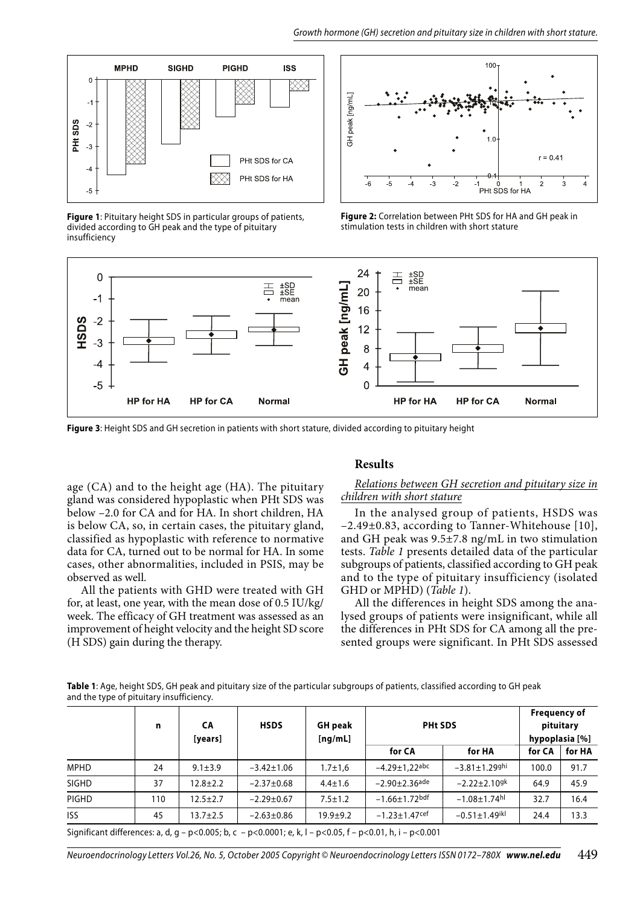**Figure 1**: Pituitary height SDS in particular groups of patients, divided according to GH peak and the type of pituitary insufficiency

**Figure 2:** Correlation between PHt SDS for HA and GH peak in stimulation tests in children with short stature

**Figure 3**: Height SDS and GH secretion in patients with short stature, divided according to pituitary height

age (CA) and to the height age (HA). The pituitary gland was considered hypoplastic when PHt SDS was below –2.0 for CA and for HA. In short children, HA is below CA, so, in certain cases, the pituitary gland, classified as hypoplastic with reference to normative data for CA, turned out to be normal for HA. In some cases, other abnormalities, included in PSIS, may be observed as well.

All the patients with GHD were treated with GH for, at least, one year, with the mean dose of 0.5 IU/kg/week. The efficacy of GH treatment was assessed as an improvement of height velocity and the height SD score (H SDS) gain during the therapy.

## Results

*Relations between GH secretion and pituitary size in children with short stature*

In the analysed group of patients, HSDS was −2.49±0.83, according to Tanner-Whitehouse [10], and GH peak was 9.5±7.8 ng/mL in two stimulation tests. *Table 1* presents detailed data of the particular subgroups of patients, classified according to GH peak and to the type of pituitary insufficiency (isolated GHD or MPHD) (*Table 1*).

All the differences in height SDS among the analysed groups of patients were insignificant, while all the differences in PHt SDS for CA among all the presented groups were significant. In PHt SDS assessed

**Table 1**: Age, height SDS, GH peak and pituitary size of the particular subgroups of patients, classified according to GH peak and the type of pituitary insufficiency.

| | n | CA [years] | HSDS | GH peak [ng/mL] | PHt SDS | | Frequency of pituitary hypoplasia [%] | |
|---|---|---|---|---|---|---|---|---|
| | | | | | for CA | for HA | for CA | for HA |
| MPHD | 24 | 9.1±3.9 | −3.42±1.06 | 1.7±1,6 | −4.29±1,22[abc] | −3.81±1.29[ghi] | 100.0 | 91.7 |
| SIGHD | 37 | 12.8±2.2 | −2.37±0.68 | 4.4±1.6 | −2.90±2.36[ade] | −2.22±2.10[gk] | 64.9 | 45.9 |
| PIGHD | 110 | 12.5±2.7 | −2.29±0.67 | 7.5±1.2 | −1.66±1.72[bdf] | −1.08±1.74[hl] | 32.7 | 16.4 |
| ISS | 45 | 13.7±2.5 | −2.63±0.86 | 19.9±9.2 | −1.23±1.47[cef] | −0.51±1.49[ikl] | 24.4 | 13.3 |

Significant differences: a, d, g – p<0.005; b, c – p<0.0001; e, k, l – p<0.05, f – p<0.01, h, i – p<0.001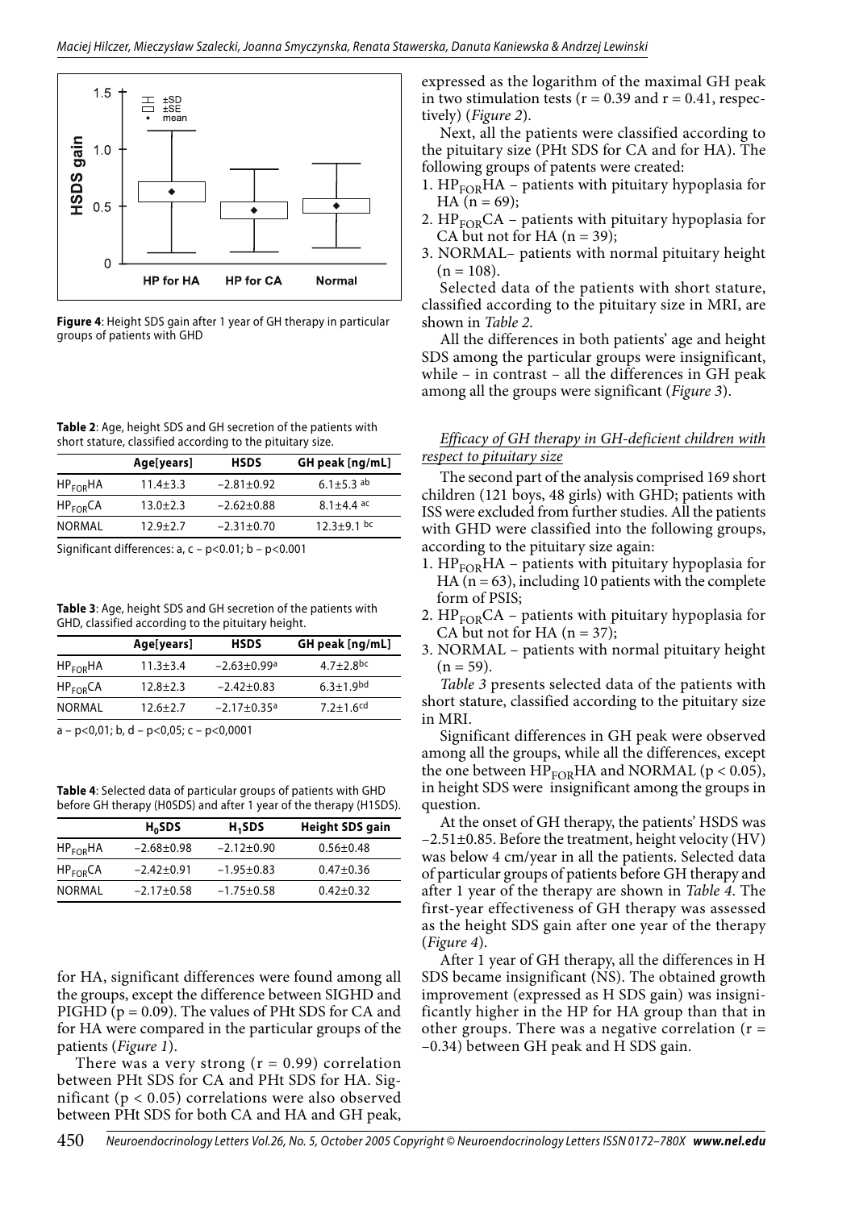**Figure 4**: Height SDS gain after 1 year of GH therapy in particular groups of patients with GHD

**Table 2**: Age, height SDS and GH secretion of the patients with short stature, classified according to the pituitary size.

| | Age[years] | HSDS | GH peak [ng/mL] |
|---|---|---|---|
| $HP_{FOR}HA$ | 11.4±3.3 | −2.81±0.92 | 6.1±5.3 [ab] |
| $HP_{FOR}CA$ | 13.0±2.3 | −2.62±0.88 | 8.1±4.4 [ac] |
| NORMAL | 12.9±2.7 | −2.31±0.70 | 12.3±9.1 [bc] |

Significant differences: a, c – p<0.01; b – p<0.001

**Table 3**: Age, height SDS and GH secretion of the patients with GHD, classified according to the pituitary height.

| | Age[years] | HSDS | GH peak [ng/mL] |
|---|---|---|---|
| $HP_{FOR}HA$ | 11.3±3.4 | −2.63±0.99[a] | 4.7±2.8[bc] |
| $HP_{FOR}CA$ | 12.8±2.3 | −2.42±0.83 | 6.3±1.9[bd] |
| NORMAL | 12.6±2.7 | −2.17±0.35[a] | 7.2±1.6[cd] |

a – p<0,01; b, d – p<0,05; c – p<0,0001

**Table 4**: Selected data of particular groups of patients with GHD before GH therapy (H0SDS) and after 1 year of the therapy (H1SDS).

| | $H_0$SDS | $H_1$SDS | Height SDS gain |
|---|---|---|---|
| $HP_{FOR}HA$ | −2.68±0.98 | −2.12±0.90 | 0.56±0.48 |
| $HP_{FOR}CA$ | −2.42±0.91 | −1.95±0.83 | 0.47±0.36 |
| NORMAL | −2.17±0.58 | −1.75±0.58 | 0.42±0.32 |

for HA, significant differences were found among all the groups, except the difference between SIGHD and PIGHD (p = 0.09). The values of PHt SDS for CA and for HA were compared in the particular groups of the patients (*Figure 1*).

There was a very strong (r = 0.99) correlation between PHt SDS for CA and PHt SDS for HA. Significant ($p < 0.05$) correlations were also observed between PHt SDS for both CA and HA and GH peak, expressed as the logarithm of the maximal GH peak in two stimulation tests (r = 0.39 and r = 0.41, respectively) (*Figure 2*).

Next, all the patients were classified according to the pituitary size (PHt SDS for CA and for HA). The following groups of patents were created:

1. $HP_{FOR}HA$ – patients with pituitary hypoplasia for HA (n = 69);
2. $HP_{FOR}CA$ – patients with pituitary hypoplasia for CA but not for HA (n = 39);
3. NORMAL– patients with normal pituitary height (n = 108).

Selected data of the patients with short stature, classified according to the pituitary size in MRI, are shown in *Table 2*.

All the differences in both patients' age and height SDS among the particular groups were insignificant, while – in contrast – all the differences in GH peak among all the groups were significant (*Figure 3*).

### *Efficacy of GH therapy in GH-deficient children with respect to pituitary size*

The second part of the analysis comprised 169 short children (121 boys, 48 girls) with GHD; patients with ISS were excluded from further studies. All the patients with GHD were classified into the following groups, according to the pituitary size again:

1. $HP_{FOR}HA$ – patients with pituitary hypoplasia for HA (n = 63), including 10 patients with the complete form of PSIS;
2. $HP_{FOR}CA$ – patients with pituitary hypoplasia for CA but not for HA (n = 37);
3. NORMAL – patients with normal pituitary height (n = 59).

*Table 3* presents selected data of the patients with short stature, classified according to the pituitary size in MRI.

Significant differences in GH peak were observed among all the groups, while all the differences, except the one between $HP_{FOR}HA$ and NORMAL ($p < 0.05$), in height SDS were insignificant among the groups in question.

At the onset of GH therapy, the patients' HSDS was −2.51±0.85. Before the treatment, height velocity (HV) was below 4 cm/year in all the patients. Selected data of particular groups of patients before GH therapy and after 1 year of the therapy are shown in *Table 4*. The first-year effectiveness of GH therapy was assessed as the height SDS gain after one year of the therapy (*Figure 4*).

After 1 year of GH therapy, all the differences in H SDS became insignificant (NS). The obtained growth improvement (expressed as H SDS gain) was insignificantly higher in the HP for HA group than that in other groups. There was a negative correlation (r = −0.34) between GH peak and H SDS gain.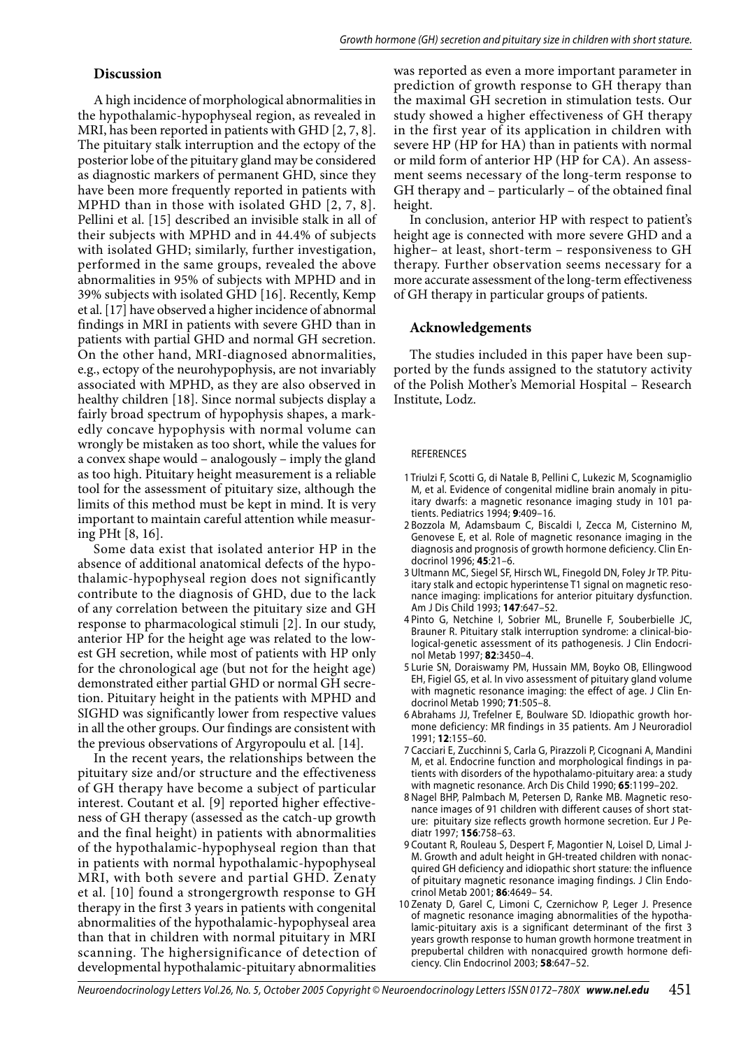## Discussion

A high incidence of morphological abnormalities in the hypothalamic-hypophyseal region, as revealed in MRI, has been reported in patients with GHD [2, 7, 8]. The pituitary stalk interruption and the ectopy of the posterior lobe of the pituitary gland may be considered as diagnostic markers of permanent GHD, since they have been more frequently reported in patients with MPHD than in those with isolated GHD [2, 7, 8]. Pellini et al. [15] described an invisible stalk in all of their subjects with MPHD and in 44.4% of subjects with isolated GHD; similarly, further investigation, performed in the same groups, revealed the above abnormalities in 95% of subjects with MPHD and in 39% subjects with isolated GHD [16]. Recently, Kemp et al. [17] have observed a higher incidence of abnormal findings in MRI in patients with severe GHD than in patients with partial GHD and normal GH secretion. On the other hand, MRI-diagnosed abnormalities, e.g., ectopy of the neurohypophysis, are not invariably associated with MPHD, as they are also observed in healthy children [18]. Since normal subjects display a fairly broad spectrum of hypophysis shapes, a markedly concave hypophysis with normal volume can wrongly be mistaken as too short, while the values for a convex shape would – analogously – imply the gland as too high. Pituitary height measurement is a reliable tool for the assessment of pituitary size, although the limits of this method must be kept in mind. It is very important to maintain careful attention while measuring PHt [8, 16].

Some data exist that isolated anterior HP in the absence of additional anatomical defects of the hypothalamic-hypophyseal region does not significantly contribute to the diagnosis of GHD, due to the lack of any correlation between the pituitary size and GH response to pharmacological stimuli [2]. In our study, anterior HP for the height age was related to the lowest GH secretion, while most of patients with HP only for the chronological age (but not for the height age) demonstrated either partial GHD or normal GH secretion. Pituitary height in the patients with MPHD and SIGHD was significantly lower from respective values in all the other groups. Our findings are consistent with the previous observations of Argyropoulu et al. [14].

In the recent years, the relationships between the pituitary size and/or structure and the effectiveness of GH therapy have become a subject of particular interest. Coutant et al. [9] reported higher effectiveness of GH therapy (assessed as the catch-up growth and the final height) in patients with abnormalities of the hypothalamic-hypophyseal region than that in patients with normal hypothalamic-hypophyseal MRI, with both severe and partial GHD. Zenaty et al. [10] found a strongergrowth response to GH therapy in the first 3 years in patients with congenital abnormalities of the hypothalamic-hypophyseal area than that in children with normal pituitary in MRI scanning. The highersignificance of detection of developmental hypothalamic-pituitary abnormalities was reported as even a more important parameter in prediction of growth response to GH therapy than the maximal GH secretion in stimulation tests. Our study showed a higher effectiveness of GH therapy in the first year of its application in children with severe HP (HP for HA) than in patients with normal or mild form of anterior HP (HP for CA). An assessment seems necessary of the long-term response to GH therapy and – particularly – of the obtained final height.

In conclusion, anterior HP with respect to patient's height age is connected with more severe GHD and a higher– at least, short-term – responsiveness to GH therapy. Further observation seems necessary for a more accurate assessment of the long-term effectiveness of GH therapy in particular groups of patients.

## Acknowledgements

The studies included in this paper have been supported by the funds assigned to the statutory activity of the Polish Mother's Memorial Hospital – Research Institute, Lodz.

REFERENCES

1. Triulzi F, Scotti G, di Natale B, Pellini C, Lukezic M, Scognamiglio M, et al. Evidence of congenital midline brain anomaly in pituitary dwarfs: a magnetic resonance imaging study in 101 patients. Pediatrics 1994; **9**:409–16.
2. Bozzola M, Adamsbaum C, Biscaldi I, Zecca M, Cisternino M, Genovese E, et al. Role of magnetic resonance imaging in the diagnosis and prognosis of growth hormone deficiency. Clin Endocrinol 1996; **45**:21–6.
3. Ultmann MC, Siegel SF, Hirsch WL, Finegold DN, Foley Jr TP. Pituitary stalk and ectopic hyperintense T1 signal on magnetic resonance imaging: implications for anterior pituitary dysfunction. Am J Dis Child 1993; **147**:647–52.
4. Pinto G, Netchine I, Sobrier ML, Brunelle F, Souberbielle JC, Brauner R. Pituitary stalk interruption syndrome: a clinical-biological-genetic assessment of its pathogenesis. J Clin Endocrinol Metab 1997; **82**:3450–4.
5. Lurie SN, Doraiswamy PM, Hussain MM, Boyko OB, Ellingwood EH, Figiel GS, et al. In vivo assessment of pituitary gland volume with magnetic resonance imaging: the effect of age. J Clin Endocrinol Metab 1990; **71**:505–8.
6. Abrahams JJ, Trefelner E, Boulware SD. Idiopathic growth hormone deficiency: MR findings in 35 patients. Am J Neuroradiol 1991; **12**:155–60.
7. Cacciari E, Zucchinni S, Carla G, Pirazzoli P, Cicognani A, Mandini M, et al. Endocrine function and morphological findings in patients with disorders of the hypothalamo-pituitary area: a study with magnetic resonance. Arch Dis Child 1990; **65**:1199–202.
8. Nagel BHP, Palmbach M, Petersen D, Ranke MB. Magnetic resonance images of 91 children with different causes of short stature: pituitary size reflects growth hormone secretion. Eur J Pediatr 1997; **156**:758–63.
9. Coutant R, Rouleau S, Despert F, Magontier N, Loisel D, Limal J-M. Growth and adult height in GH-treated children with nonacquired GH deficiency and idiopathic short stature: the influence of pituitary magnetic resonance imaging findings. J Clin Endocrinol Metab 2001; **86**:4649– 54.
10. Zenaty D, Garel C, Limoni C, Czernichow P, Leger J. Presence of magnetic resonance imaging abnormalities of the hypothalamic-pituitary axis is a significant determinant of the first 3 years growth response to human growth hormone treatment in prepubertal children with nonacquired growth hormone deficiency. Clin Endocrinol 2003; **58**:647–52.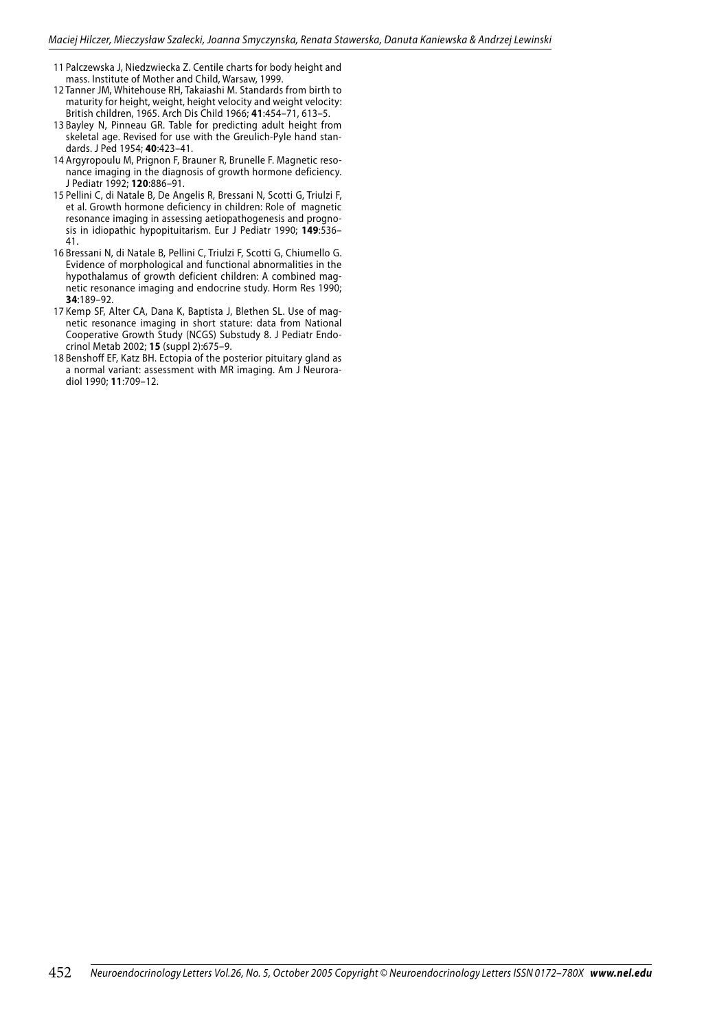11 Palczewska J, Niedzwiecka Z. Centile charts for body height and mass. Institute of Mother and Child, Warsaw, 1999.

12 Tanner JM, Whitehouse RH, Takaiashi M. Standards from birth to maturity for height, weight, height velocity and weight velocity: British children, 1965. Arch Dis Child 1966; **41**:454–71, 613–5.

13 Bayley N, Pinneau GR. Table for predicting adult height from skeletal age. Revised for use with the Greulich-Pyle hand standards. J Ped 1954; **40**:423–41.

14 Argyropoulu M, Prignon F, Brauner R, Brunelle F. Magnetic resonance imaging in the diagnosis of growth hormone deficiency. J Pediatr 1992; **120**:886–91.

15 Pellini C, di Natale B, De Angelis R, Bressani N, Scotti G, Triulzi F, et al. Growth hormone deficiency in children: Role of magnetic resonance imaging in assessing aetiopathogenesis and prognosis in idiopathic hypopituitarism. Eur J Pediatr 1990; **149**:536–41.

16 Bressani N, di Natale B, Pellini C, Triulzi F, Scotti G, Chiumello G. Evidence of morphological and functional abnormalities in the hypothalamus of growth deficient children: A combined magnetic resonance imaging and endocrine study. Horm Res 1990; **34**:189–92.

17 Kemp SF, Alter CA, Dana K, Baptista J, Blethen SL. Use of magnetic resonance imaging in short stature: data from National Cooperative Growth Study (NCGS) Substudy 8. J Pediatr Endocrinol Metab 2002; **15** (suppl 2):675–9.

18 Benshoff EF, Katz BH. Ectopia of the posterior pituitary gland as a normal variant: assessment with MR imaging. Am J Neuroradiol 1990; **11**:709–12.